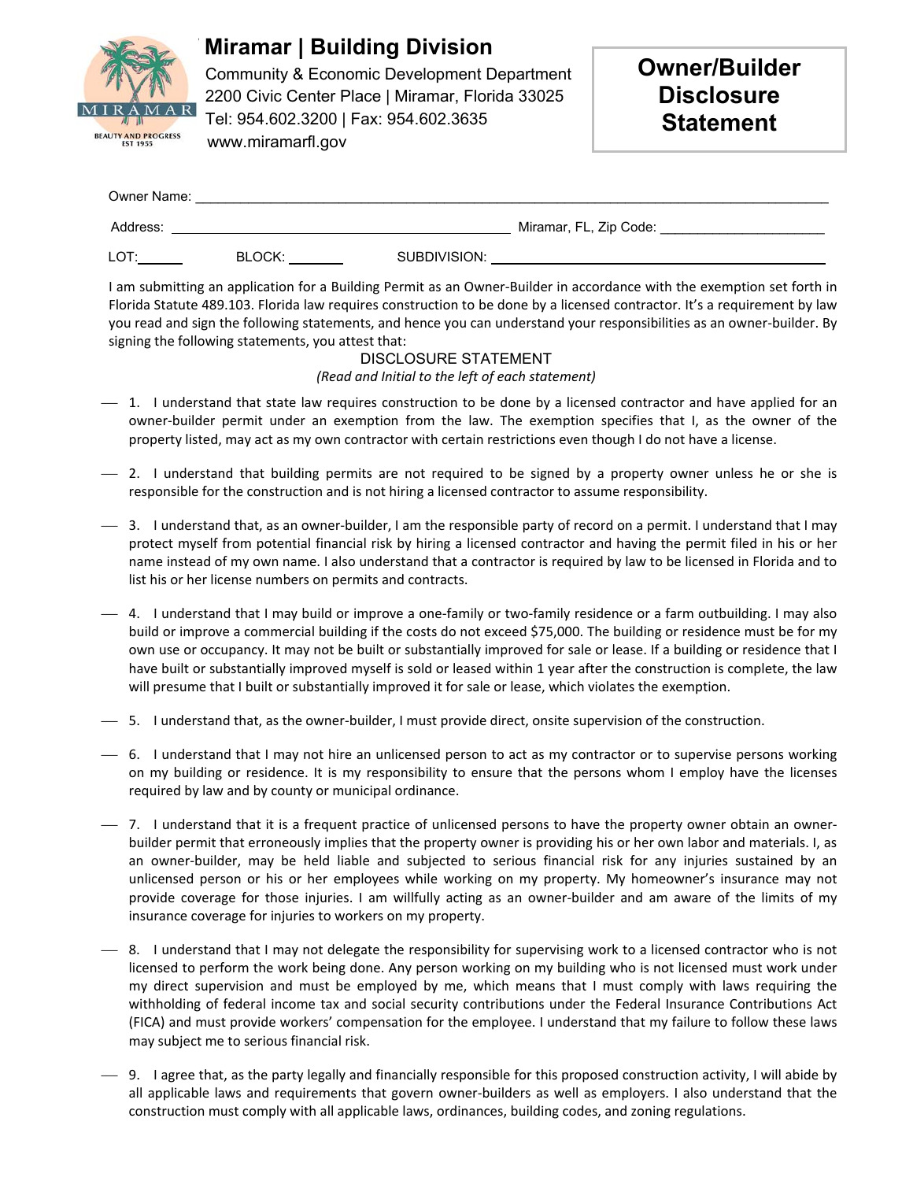# Miramar | Building Division

Community & Economic Development Department
2200 Civic Center Place | Miramar, Florida 33025
Tel: 954.602.3200 | Fax: 954.602.3635
www.miramarfl.gov

## Owner/Builder Disclosure Statement

Owner Name: ______________________________________________

Address: ______________________________ Miramar, FL, Zip Code: ______________

LOT:______ BLOCK: _______ SUBDIVISION: ______________________________

I am submitting an application for a Building Permit as an Owner-Builder in accordance with the exemption set forth in Florida Statute 489.103. Florida law requires construction to be done by a licensed contractor. It's a requirement by law you read and sign the following statements, and hence you can understand your responsibilities as an owner-builder. By signing the following statements, you attest that:

### DISCLOSURE STATEMENT

*(Read and Initial to the left of each statement)*

___ 1. I understand that state law requires construction to be done by a licensed contractor and have applied for an owner-builder permit under an exemption from the law. The exemption specifies that I, as the owner of the property listed, may act as my own contractor with certain restrictions even though I do not have a license.

___ 2. I understand that building permits are not required to be signed by a property owner unless he or she is responsible for the construction and is not hiring a licensed contractor to assume responsibility.

___ 3. I understand that, as an owner-builder, I am the responsible party of record on a permit. I understand that I may protect myself from potential financial risk by hiring a licensed contractor and having the permit filed in his or her name instead of my own name. I also understand that a contractor is required by law to be licensed in Florida and to list his or her license numbers on permits and contracts.

___ 4. I understand that I may build or improve a one-family or two-family residence or a farm outbuilding. I may also build or improve a commercial building if the costs do not exceed $75,000. The building or residence must be for my own use or occupancy. It may not be built or substantially improved for sale or lease. If a building or residence that I have built or substantially improved myself is sold or leased within 1 year after the construction is complete, the law will presume that I built or substantially improved it for sale or lease, which violates the exemption.

___ 5. I understand that, as the owner-builder, I must provide direct, onsite supervision of the construction.

___ 6. I understand that I may not hire an unlicensed person to act as my contractor or to supervise persons working on my building or residence. It is my responsibility to ensure that the persons whom I employ have the licenses required by law and by county or municipal ordinance.

___ 7. I understand that it is a frequent practice of unlicensed persons to have the property owner obtain an owner-builder permit that erroneously implies that the property owner is providing his or her own labor and materials. I, as an owner-builder, may be held liable and subjected to serious financial risk for any injuries sustained by an unlicensed person or his or her employees while working on my property. My homeowner's insurance may not provide coverage for those injuries. I am willfully acting as an owner-builder and am aware of the limits of my insurance coverage for injuries to workers on my property.

___ 8. I understand that I may not delegate the responsibility for supervising work to a licensed contractor who is not licensed to perform the work being done. Any person working on my building who is not licensed must work under my direct supervision and must be employed by me, which means that I must comply with laws requiring the withholding of federal income tax and social security contributions under the Federal Insurance Contributions Act (FICA) and must provide workers' compensation for the employee. I understand that my failure to follow these laws may subject me to serious financial risk.

___ 9. I agree that, as the party legally and financially responsible for this proposed construction activity, I will abide by all applicable laws and requirements that govern owner-builders as well as employers. I also understand that the construction must comply with all applicable laws, ordinances, building codes, and zoning regulations.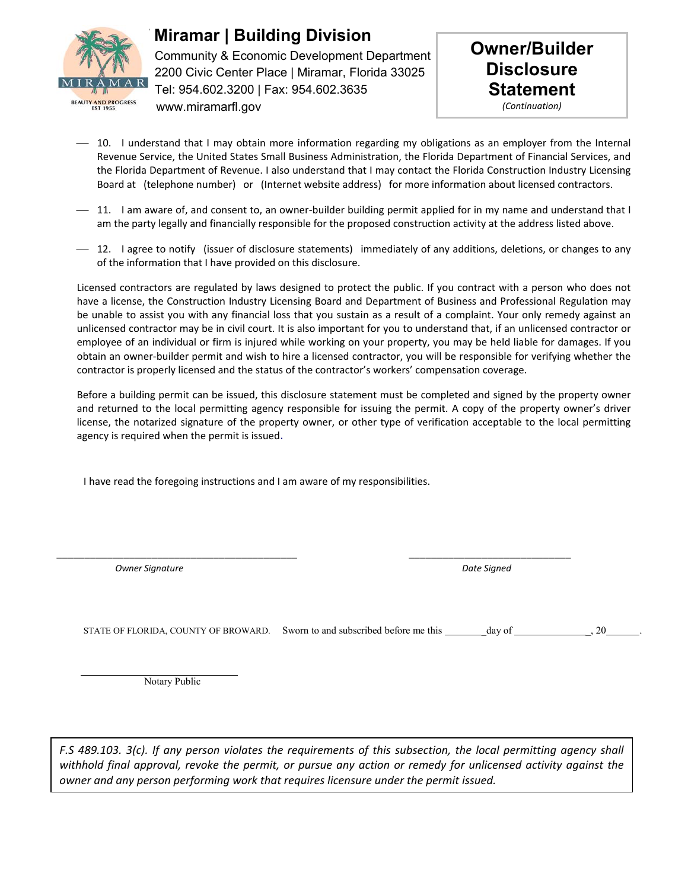# Miramar | Building Division

Community & Economic Development Department
2200 Civic Center Place | Miramar, Florida 33025
Tel: 954.602.3200 | Fax: 954.602.3635
www.miramarfl.gov

## Owner/Builder Disclosure Statement

*(Continuation)*

\_\_ 10. I understand that I may obtain more information regarding my obligations as an employer from the Internal Revenue Service, the United States Small Business Administration, the Florida Department of Financial Services, and the Florida Department of Revenue. I also understand that I may contact the Florida Construction Industry Licensing Board at (telephone number) or (Internet website address) for more information about licensed contractors.

\_\_ 11. I am aware of, and consent to, an owner-builder building permit applied for in my name and understand that I am the party legally and financially responsible for the proposed construction activity at the address listed above.

\_\_ 12. I agree to notify (issuer of disclosure statements) immediately of any additions, deletions, or changes to any of the information that I have provided on this disclosure.

Licensed contractors are regulated by laws designed to protect the public. If you contract with a person who does not have a license, the Construction Industry Licensing Board and Department of Business and Professional Regulation may be unable to assist you with any financial loss that you sustain as a result of a complaint. Your only remedy against an unlicensed contractor may be in civil court. It is also important for you to understand that, if an unlicensed contractor or employee of an individual or firm is injured while working on your property, you may be held liable for damages. If you obtain an owner-builder permit and wish to hire a licensed contractor, you will be responsible for verifying whether the contractor is properly licensed and the status of the contractor's workers' compensation coverage.

Before a building permit can be issued, this disclosure statement must be completed and signed by the property owner and returned to the local permitting agency responsible for issuing the permit. A copy of the property owner's driver license, the notarized signature of the property owner, or other type of verification acceptable to the local permitting agency is required when the permit is issued.

I have read the foregoing instructions and I am aware of my responsibilities.

\_\_\_\_\_\_\_\_\_\_\_\_\_\_\_\_\_\_\_\_\_\_\_\_\_\_\_\_\_\_\_\_\_\_\_\_\_\_\_\_ &nbsp;&nbsp;&nbsp;&nbsp; \_\_\_\_\_\_\_\_\_\_\_\_\_\_\_\_\_\_\_\_\_\_\_\_\_\_\_\_\_\_
*Owner Signature* &nbsp;&nbsp;&nbsp;&nbsp; *Date Signed*

STATE OF FLORIDA, COUNTY OF BROWARD. Sworn to and subscribed before me this \_\_\_\_\_\_\_\_day of \_\_\_\_\_\_\_\_\_\_\_\_\_\_\_, 20\_\_\_\_\_\_.

\_\_\_\_\_\_\_\_\_\_\_\_\_\_\_\_\_\_\_\_\_\_\_\_\_\_\_\_\_\_
Notary Public

*F.S 489.103. 3(c). If any person violates the requirements of this subsection, the local permitting agency shall withhold final approval, revoke the permit, or pursue any action or remedy for unlicensed activity against the owner and any person performing work that requires licensure under the permit issued.*